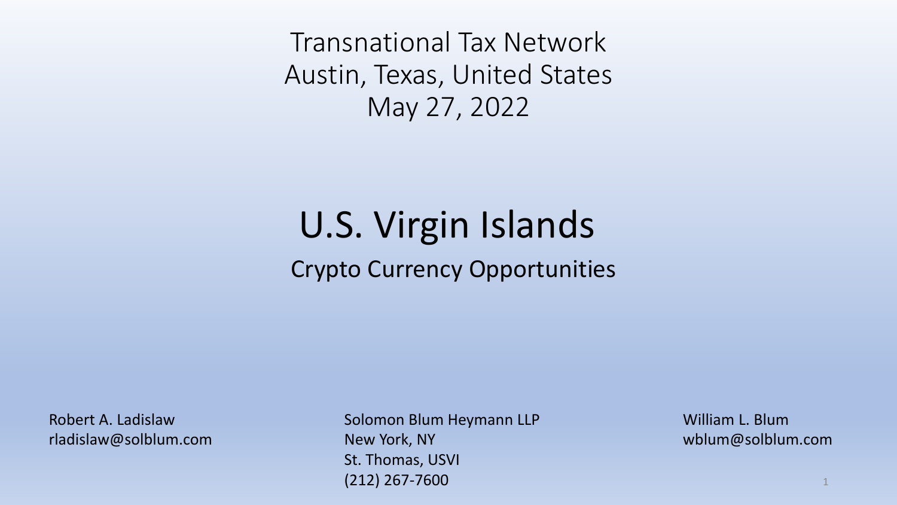Transnational Tax Network
Austin, Texas, United States
May 27, 2022

# U.S. Virgin Islands

## Crypto Currency Opportunities

Robert A. Ladislaw
rladislaw@solblum.com

Solomon Blum Heymann LLP
New York, NY
St. Thomas, USVI
(212) 267-7600

William L. Blum
wblum@solblum.com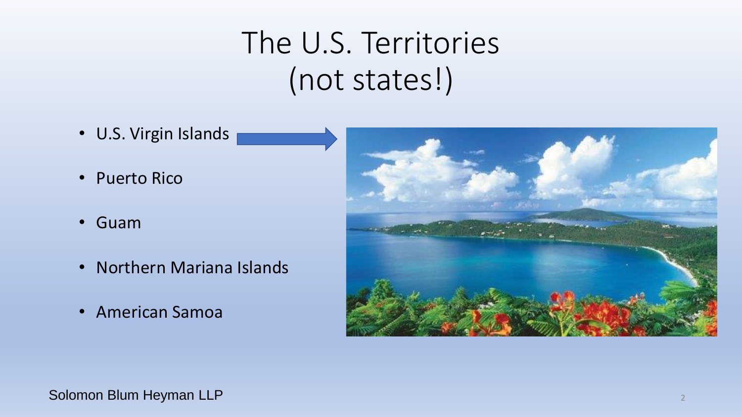# The U.S. Territories (not states!)

- U.S. Virgin Islands
- Puerto Rico
- Guam
- Northern Mariana Islands
- American Samoa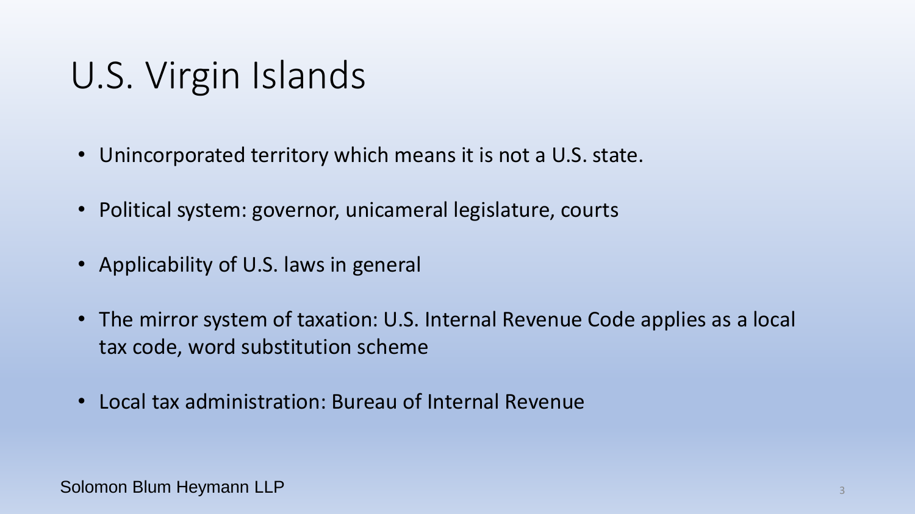# U.S. Virgin Islands

- Unincorporated territory which means it is not a U.S. state.
- Political system: governor, unicameral legislature, courts
- Applicability of U.S. laws in general
- The mirror system of taxation: U.S. Internal Revenue Code applies as a local tax code, word substitution scheme
- Local tax administration: Bureau of Internal Revenue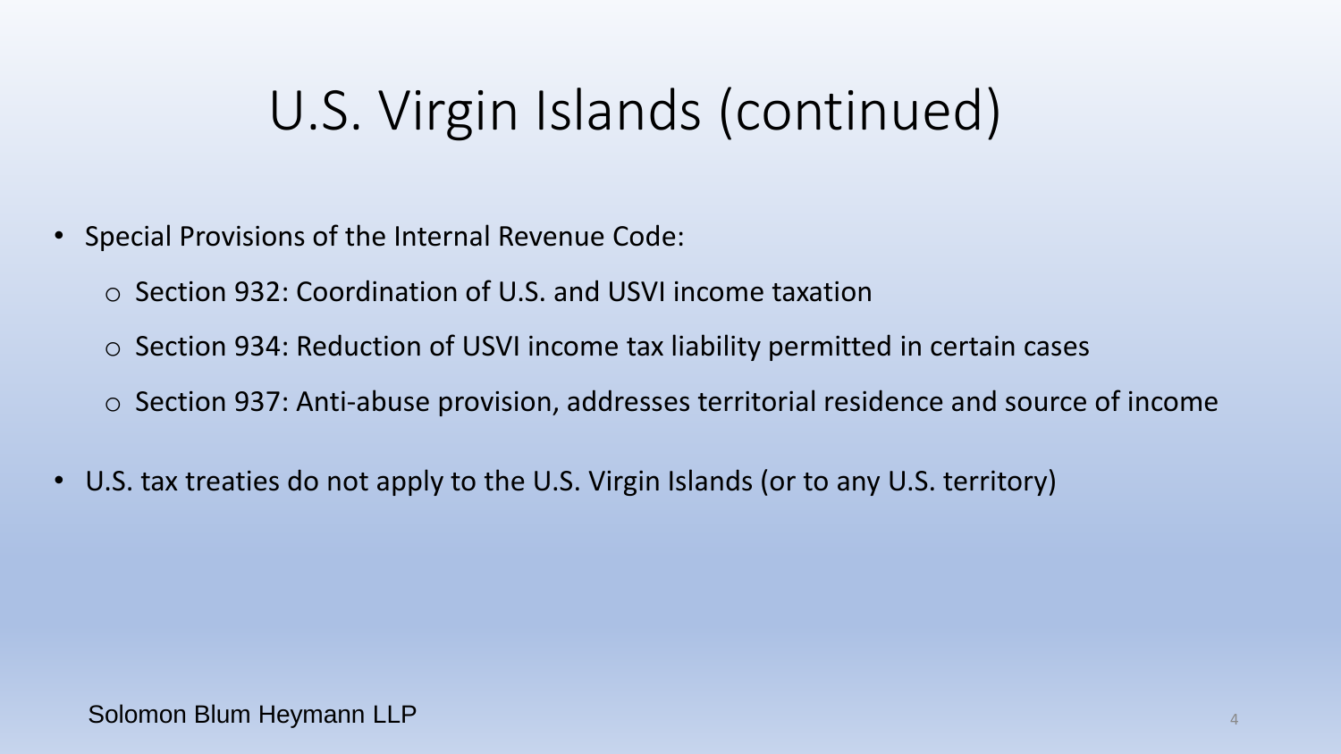# U.S. Virgin Islands (continued)

- Special Provisions of the Internal Revenue Code:
  - Section 932: Coordination of U.S. and USVI income taxation
  - Section 934: Reduction of USVI income tax liability permitted in certain cases
  - Section 937: Anti-abuse provision, addresses territorial residence and source of income
- U.S. tax treaties do not apply to the U.S. Virgin Islands (or to any U.S. territory)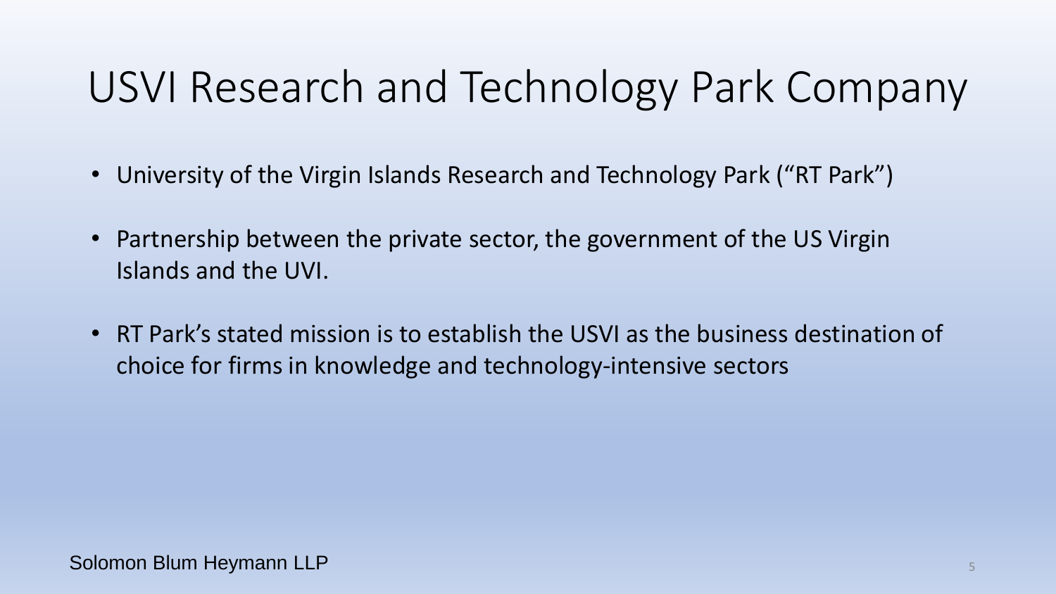# USVI Research and Technology Park Company

- University of the Virgin Islands Research and Technology Park ("RT Park")
- Partnership between the private sector, the government of the US Virgin Islands and the UVI.
- RT Park's stated mission is to establish the USVI as the business destination of choice for firms in knowledge and technology-intensive sectors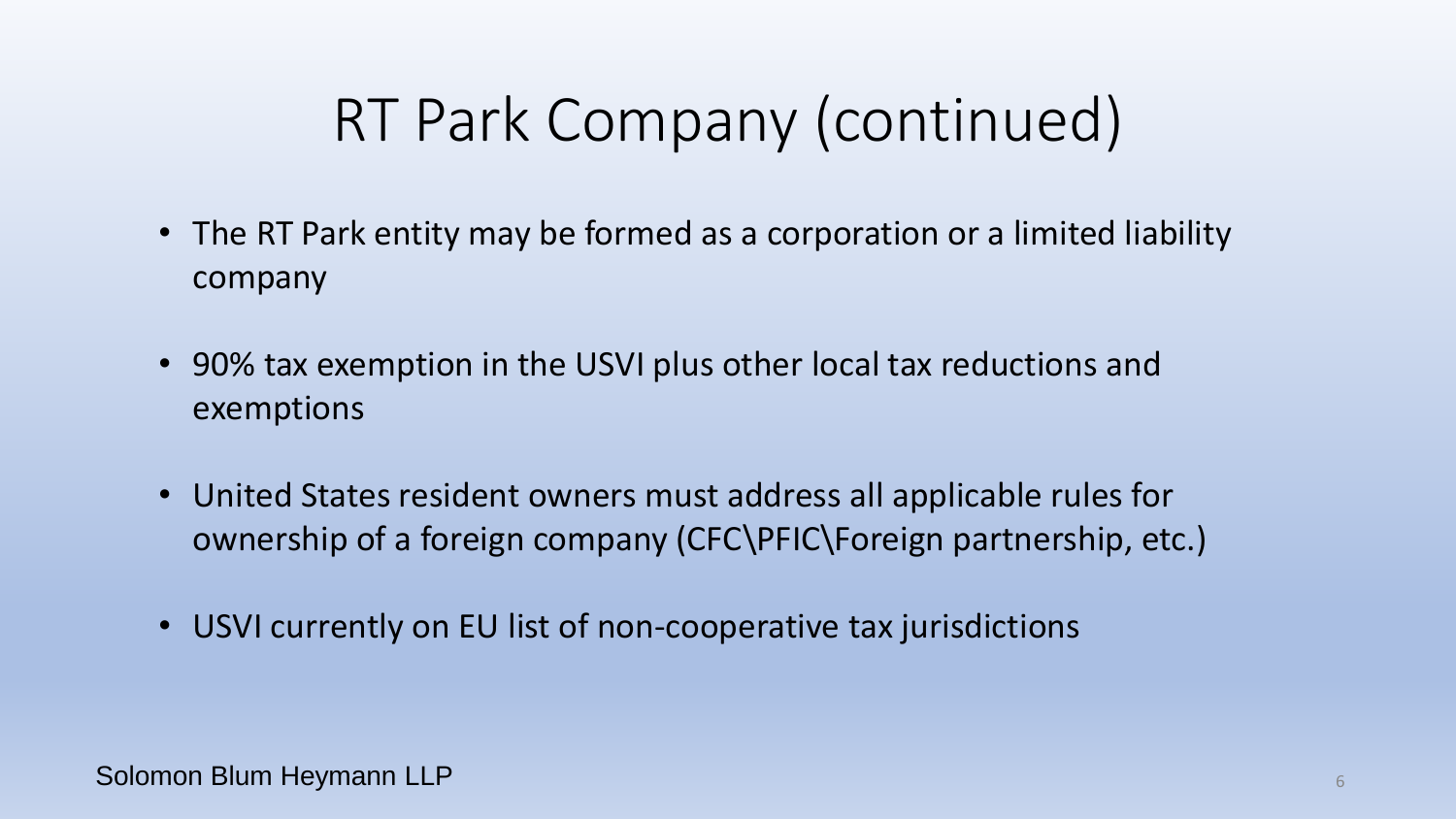# RT Park Company (continued)

- The RT Park entity may be formed as a corporation or a limited liability company
- 90% tax exemption in the USVI plus other local tax reductions and exemptions
- United States resident owners must address all applicable rules for ownership of a foreign company (CFC\PFIC\Foreign partnership, etc.)
- USVI currently on EU list of non-cooperative tax jurisdictions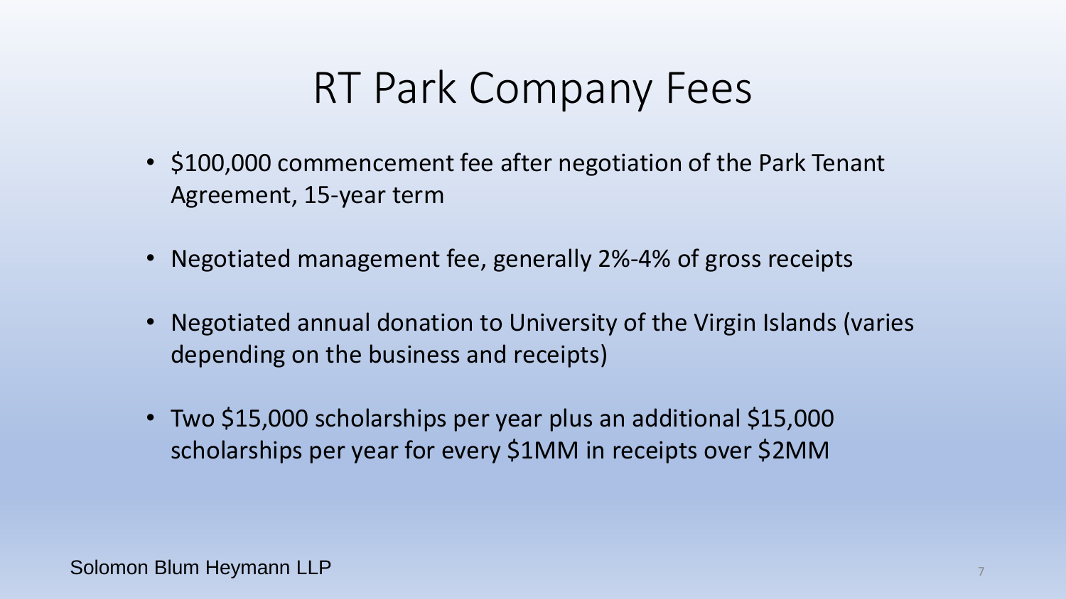# RT Park Company Fees

- $100,000 commencement fee after negotiation of the Park Tenant Agreement, 15-year term
- Negotiated management fee, generally 2%-4% of gross receipts
- Negotiated annual donation to University of the Virgin Islands (varies depending on the business and receipts)
- Two $15,000 scholarships per year plus an additional $15,000 scholarships per year for every $1MM in receipts over $2MM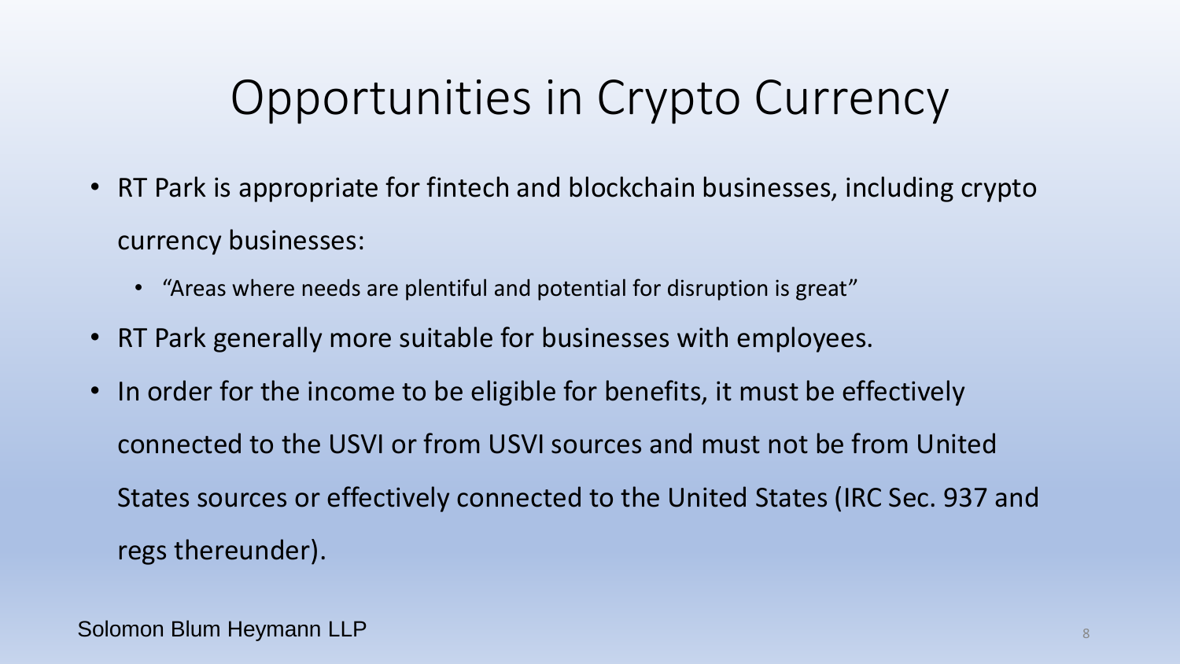# Opportunities in Crypto Currency

- RT Park is appropriate for fintech and blockchain businesses, including crypto currency businesses:
  - "Areas where needs are plentiful and potential for disruption is great"
- RT Park generally more suitable for businesses with employees.
- In order for the income to be eligible for benefits, it must be effectively connected to the USVI or from USVI sources and must not be from United States sources or effectively connected to the United States (IRC Sec. 937 and regs thereunder).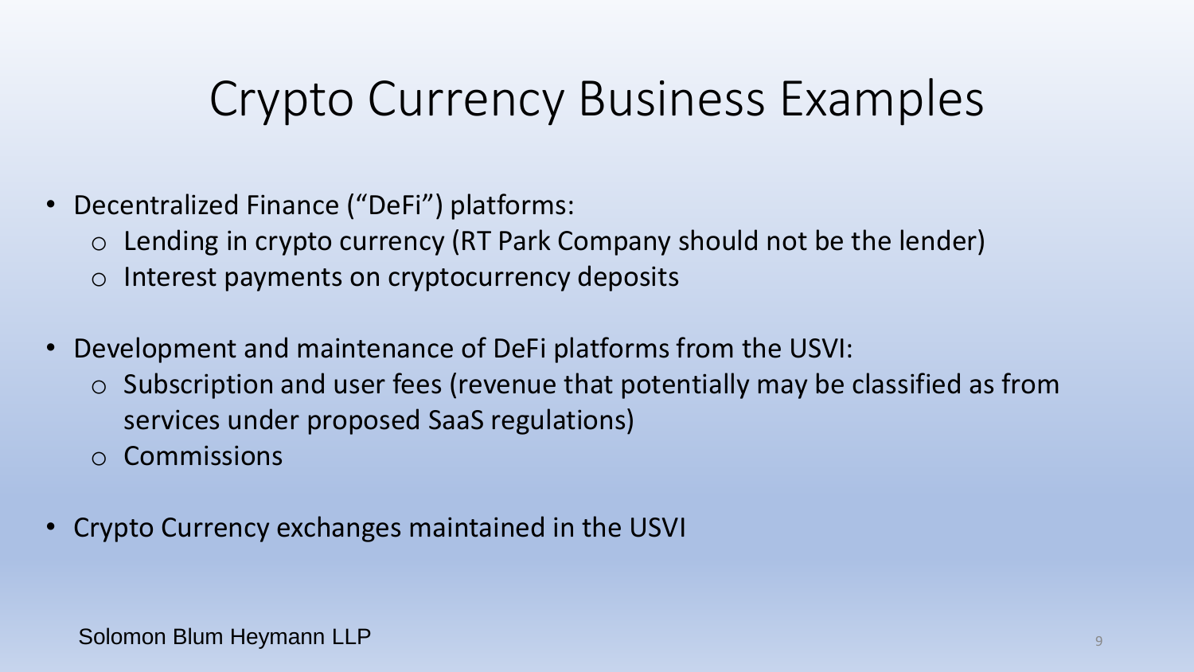# Crypto Currency Business Examples

- Decentralized Finance ("DeFi") platforms:
  - Lending in crypto currency (RT Park Company should not be the lender)
  - Interest payments on cryptocurrency deposits
- Development and maintenance of DeFi platforms from the USVI:
  - Subscription and user fees (revenue that potentially may be classified as from services under proposed SaaS regulations)
  - Commissions
- Crypto Currency exchanges maintained in the USVI

Solomon Blum Heymann LLP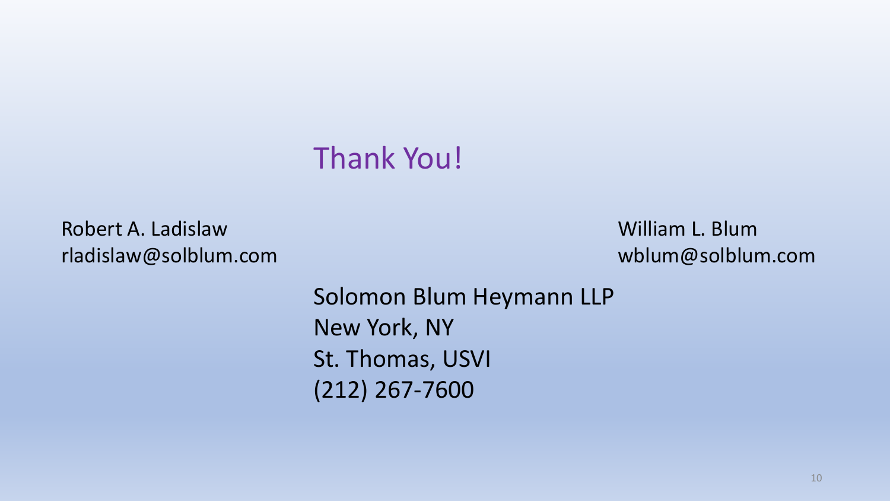# Thank You!

Robert A. Ladislaw
rladislaw@solblum.com

William L. Blum
wblum@solblum.com

Solomon Blum Heymann LLP
New York, NY
St. Thomas, USVI
(212) 267-7600